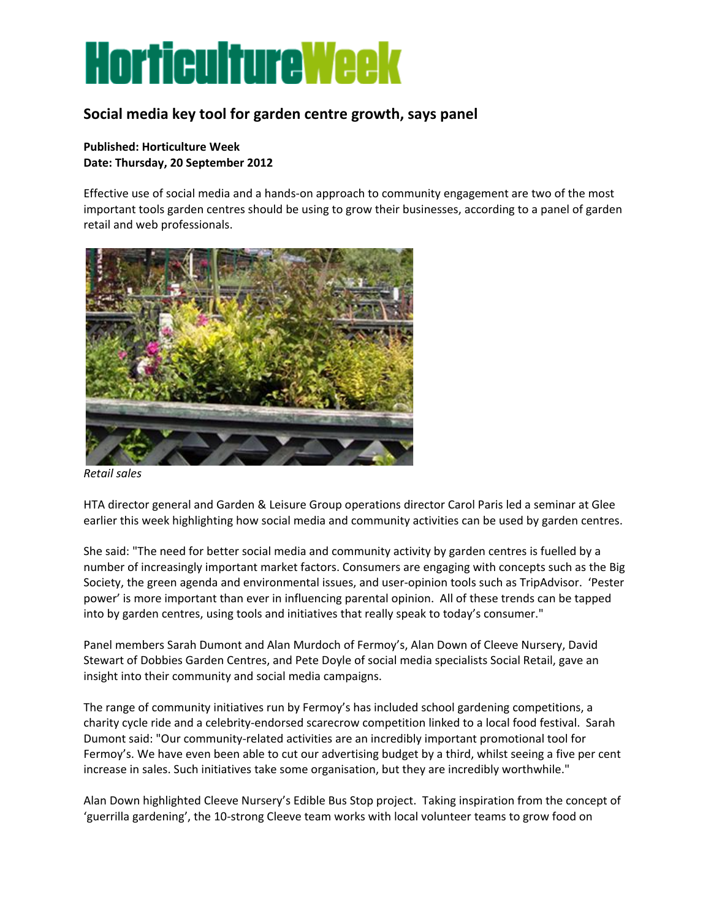# HorticultureWeek

## Social media key tool for garden centre growth, says panel

**Published: Horticulture Week**
**Date: Thursday, 20 September 2012**

Effective use of social media and a hands-on approach to community engagement are two of the most important tools garden centres should be using to grow their businesses, according to a panel of garden retail and web professionals.

*Retail sales*

HTA director general and Garden & Leisure Group operations director Carol Paris led a seminar at Glee earlier this week highlighting how social media and community activities can be used by garden centres.

She said: "The need for better social media and community activity by garden centres is fuelled by a number of increasingly important market factors. Consumers are engaging with concepts such as the Big Society, the green agenda and environmental issues, and user-opinion tools such as TripAdvisor. 'Pester power' is more important than ever in influencing parental opinion. All of these trends can be tapped into by garden centres, using tools and initiatives that really speak to today's consumer."

Panel members Sarah Dumont and Alan Murdoch of Fermoy's, Alan Down of Cleeve Nursery, David Stewart of Dobbies Garden Centres, and Pete Doyle of social media specialists Social Retail, gave an insight into their community and social media campaigns.

The range of community initiatives run by Fermoy's has included school gardening competitions, a charity cycle ride and a celebrity-endorsed scarecrow competition linked to a local food festival. Sarah Dumont said: "Our community-related activities are an incredibly important promotional tool for Fermoy's. We have even been able to cut our advertising budget by a third, whilst seeing a five per cent increase in sales. Such initiatives take some organisation, but they are incredibly worthwhile."

Alan Down highlighted Cleeve Nursery's Edible Bus Stop project. Taking inspiration from the concept of 'guerrilla gardening', the 10-strong Cleeve team works with local volunteer teams to grow food on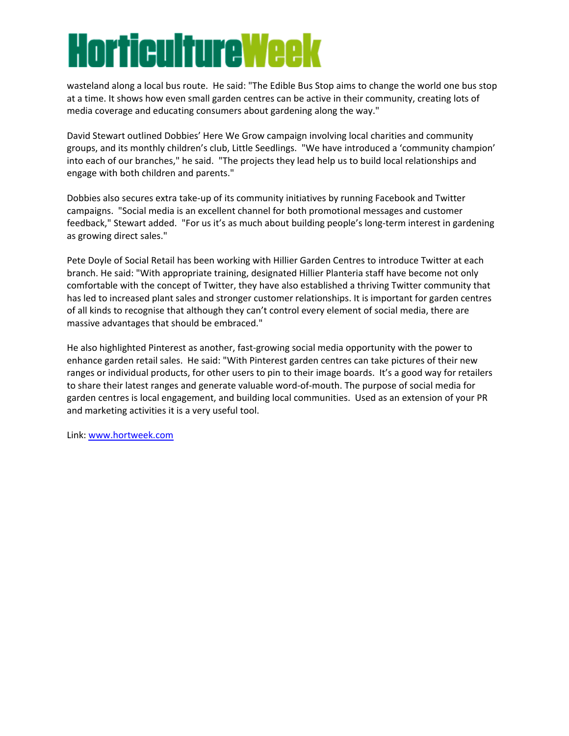# HorticultureWeek

wasteland along a local bus route. He said: "The Edible Bus Stop aims to change the world one bus stop at a time. It shows how even small garden centres can be active in their community, creating lots of media coverage and educating consumers about gardening along the way."

David Stewart outlined Dobbies' Here We Grow campaign involving local charities and community groups, and its monthly children's club, Little Seedlings. "We have introduced a 'community champion' into each of our branches," he said. "The projects they lead help us to build local relationships and engage with both children and parents."

Dobbies also secures extra take-up of its community initiatives by running Facebook and Twitter campaigns. "Social media is an excellent channel for both promotional messages and customer feedback," Stewart added. "For us it's as much about building people's long-term interest in gardening as growing direct sales."

Pete Doyle of Social Retail has been working with Hillier Garden Centres to introduce Twitter at each branch. He said: "With appropriate training, designated Hillier Planteria staff have become not only comfortable with the concept of Twitter, they have also established a thriving Twitter community that has led to increased plant sales and stronger customer relationships. It is important for garden centres of all kinds to recognise that although they can't control every element of social media, there are massive advantages that should be embraced."

He also highlighted Pinterest as another, fast-growing social media opportunity with the power to enhance garden retail sales. He said: "With Pinterest garden centres can take pictures of their new ranges or individual products, for other users to pin to their image boards. It's a good way for retailers to share their latest ranges and generate valuable word-of-mouth. The purpose of social media for garden centres is local engagement, and building local communities. Used as an extension of your PR and marketing activities it is a very useful tool.

Link: [www.hortweek.com](http://www.hortweek.com)